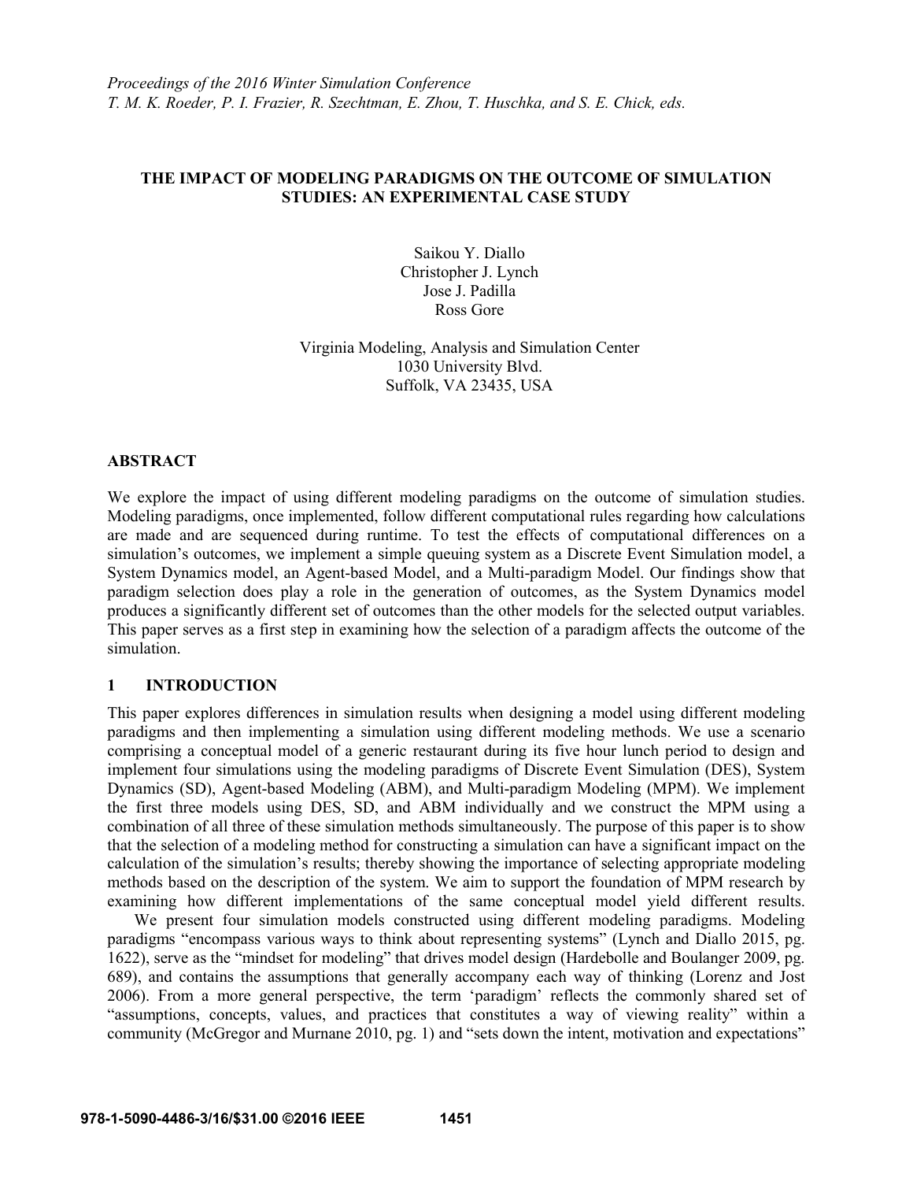*Proceedings of the 2016 Winter Simulation Conference*
*T. M. K. Roeder, P. I. Frazier, R. Szechtman, E. Zhou, T. Huschka, and S. E. Chick, eds.*

# THE IMPACT OF MODELING PARADIGMS ON THE OUTCOME OF SIMULATION STUDIES: AN EXPERIMENTAL CASE STUDY

Saikou Y. Diallo
Christopher J. Lynch
Jose J. Padilla
Ross Gore

Virginia Modeling, Analysis and Simulation Center
1030 University Blvd.
Suffolk, VA 23435, USA

## ABSTRACT

We explore the impact of using different modeling paradigms on the outcome of simulation studies. Modeling paradigms, once implemented, follow different computational rules regarding how calculations are made and are sequenced during runtime. To test the effects of computational differences on a simulation's outcomes, we implement a simple queuing system as a Discrete Event Simulation model, a System Dynamics model, an Agent-based Model, and a Multi-paradigm Model. Our findings show that paradigm selection does play a role in the generation of outcomes, as the System Dynamics model produces a significantly different set of outcomes than the other models for the selected output variables. This paper serves as a first step in examining how the selection of a paradigm affects the outcome of the simulation.

## 1 INTRODUCTION

This paper explores differences in simulation results when designing a model using different modeling paradigms and then implementing a simulation using different modeling methods. We use a scenario comprising a conceptual model of a generic restaurant during its five hour lunch period to design and implement four simulations using the modeling paradigms of Discrete Event Simulation (DES), System Dynamics (SD), Agent-based Modeling (ABM), and Multi-paradigm Modeling (MPM). We implement the first three models using DES, SD, and ABM individually and we construct the MPM using a combination of all three of these simulation methods simultaneously. The purpose of this paper is to show that the selection of a modeling method for constructing a simulation can have a significant impact on the calculation of the simulation's results; thereby showing the importance of selecting appropriate modeling methods based on the description of the system. We aim to support the foundation of MPM research by examining how different implementations of the same conceptual model yield different results.

We present four simulation models constructed using different modeling paradigms. Modeling paradigms "encompass various ways to think about representing systems" (Lynch and Diallo 2015, pg. 1622), serve as the "mindset for modeling" that drives model design (Hardebolle and Boulanger 2009, pg. 689), and contains the assumptions that generally accompany each way of thinking (Lorenz and Jost 2006). From a more general perspective, the term 'paradigm' reflects the commonly shared set of "assumptions, concepts, values, and practices that constitutes a way of viewing reality" within a community (McGregor and Murnane 2010, pg. 1) and "sets down the intent, motivation and expectations"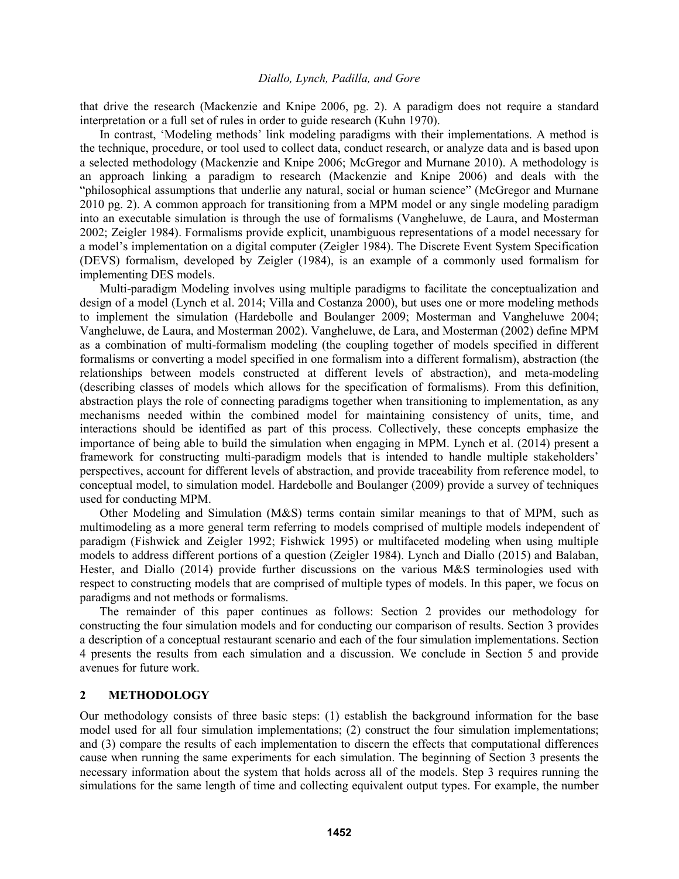that drive the research (Mackenzie and Knipe 2006, pg. 2). A paradigm does not require a standard interpretation or a full set of rules in order to guide research (Kuhn 1970).

In contrast, 'Modeling methods' link modeling paradigms with their implementations. A method is the technique, procedure, or tool used to collect data, conduct research, or analyze data and is based upon a selected methodology (Mackenzie and Knipe 2006; McGregor and Murnane 2010). A methodology is an approach linking a paradigm to research (Mackenzie and Knipe 2006) and deals with the "philosophical assumptions that underlie any natural, social or human science" (McGregor and Murnane 2010 pg. 2). A common approach for transitioning from a MPM model or any single modeling paradigm into an executable simulation is through the use of formalisms (Vangheluwe, de Laura, and Mosterman 2002; Zeigler 1984). Formalisms provide explicit, unambiguous representations of a model necessary for a model's implementation on a digital computer (Zeigler 1984). The Discrete Event System Specification (DEVS) formalism, developed by Zeigler (1984), is an example of a commonly used formalism for implementing DES models.

Multi-paradigm Modeling involves using multiple paradigms to facilitate the conceptualization and design of a model (Lynch et al. 2014; Villa and Costanza 2000), but uses one or more modeling methods to implement the simulation (Hardebolle and Boulanger 2009; Mosterman and Vangheluwe 2004; Vangheluwe, de Laura, and Mosterman 2002). Vangheluwe, de Lara, and Mosterman (2002) define MPM as a combination of multi-formalism modeling (the coupling together of models specified in different formalisms or converting a model specified in one formalism into a different formalism), abstraction (the relationships between models constructed at different levels of abstraction), and meta-modeling (describing classes of models which allows for the specification of formalisms). From this definition, abstraction plays the role of connecting paradigms together when transitioning to implementation, as any mechanisms needed within the combined model for maintaining consistency of units, time, and interactions should be identified as part of this process. Collectively, these concepts emphasize the importance of being able to build the simulation when engaging in MPM. Lynch et al. (2014) present a framework for constructing multi-paradigm models that is intended to handle multiple stakeholders' perspectives, account for different levels of abstraction, and provide traceability from reference model, to conceptual model, to simulation model. Hardebolle and Boulanger (2009) provide a survey of techniques used for conducting MPM.

Other Modeling and Simulation (M&S) terms contain similar meanings to that of MPM, such as multimodeling as a more general term referring to models comprised of multiple models independent of paradigm (Fishwick and Zeigler 1992; Fishwick 1995) or multifaceted modeling when using multiple models to address different portions of a question (Zeigler 1984). Lynch and Diallo (2015) and Balaban, Hester, and Diallo (2014) provide further discussions on the various M&S terminologies used with respect to constructing models that are comprised of multiple types of models. In this paper, we focus on paradigms and not methods or formalisms.

The remainder of this paper continues as follows: Section 2 provides our methodology for constructing the four simulation models and for conducting our comparison of results. Section 3 provides a description of a conceptual restaurant scenario and each of the four simulation implementations. Section 4 presents the results from each simulation and a discussion. We conclude in Section 5 and provide avenues for future work.

## 2 METHODOLOGY

Our methodology consists of three basic steps: (1) establish the background information for the base model used for all four simulation implementations; (2) construct the four simulation implementations; and (3) compare the results of each implementation to discern the effects that computational differences cause when running the same experiments for each simulation. The beginning of Section 3 presents the necessary information about the system that holds across all of the models. Step 3 requires running the simulations for the same length of time and collecting equivalent output types. For example, the number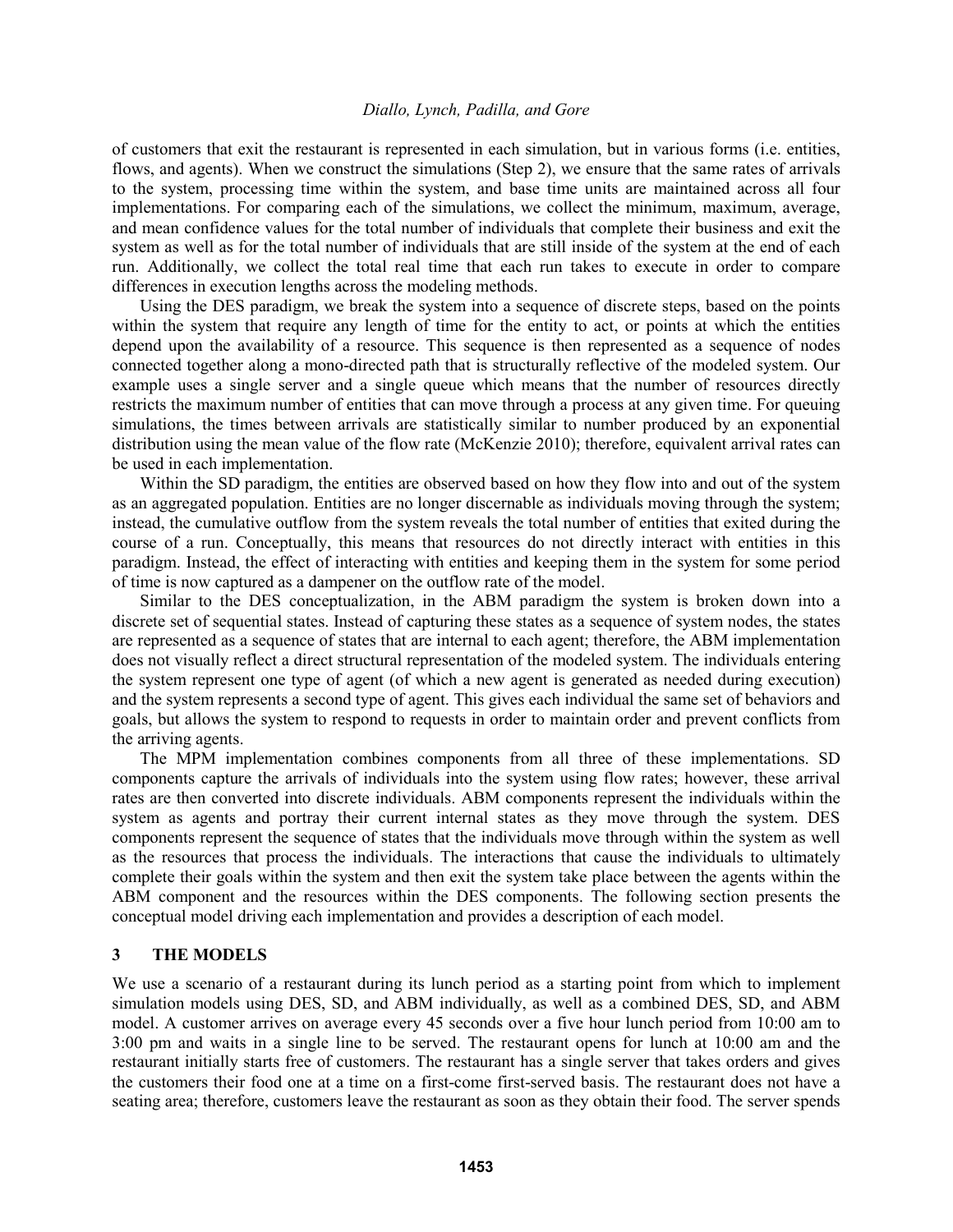of customers that exit the restaurant is represented in each simulation, but in various forms (i.e. entities, flows, and agents). When we construct the simulations (Step 2), we ensure that the same rates of arrivals to the system, processing time within the system, and base time units are maintained across all four implementations. For comparing each of the simulations, we collect the minimum, maximum, average, and mean confidence values for the total number of individuals that complete their business and exit the system as well as for the total number of individuals that are still inside of the system at the end of each run. Additionally, we collect the total real time that each run takes to execute in order to compare differences in execution lengths across the modeling methods.

Using the DES paradigm, we break the system into a sequence of discrete steps, based on the points within the system that require any length of time for the entity to act, or points at which the entities depend upon the availability of a resource. This sequence is then represented as a sequence of nodes connected together along a mono-directed path that is structurally reflective of the modeled system. Our example uses a single server and a single queue which means that the number of resources directly restricts the maximum number of entities that can move through a process at any given time. For queuing simulations, the times between arrivals are statistically similar to number produced by an exponential distribution using the mean value of the flow rate (McKenzie 2010); therefore, equivalent arrival rates can be used in each implementation.

Within the SD paradigm, the entities are observed based on how they flow into and out of the system as an aggregated population. Entities are no longer discernable as individuals moving through the system; instead, the cumulative outflow from the system reveals the total number of entities that exited during the course of a run. Conceptually, this means that resources do not directly interact with entities in this paradigm. Instead, the effect of interacting with entities and keeping them in the system for some period of time is now captured as a dampener on the outflow rate of the model.

Similar to the DES conceptualization, in the ABM paradigm the system is broken down into a discrete set of sequential states. Instead of capturing these states as a sequence of system nodes, the states are represented as a sequence of states that are internal to each agent; therefore, the ABM implementation does not visually reflect a direct structural representation of the modeled system. The individuals entering the system represent one type of agent (of which a new agent is generated as needed during execution) and the system represents a second type of agent. This gives each individual the same set of behaviors and goals, but allows the system to respond to requests in order to maintain order and prevent conflicts from the arriving agents.

The MPM implementation combines components from all three of these implementations. SD components capture the arrivals of individuals into the system using flow rates; however, these arrival rates are then converted into discrete individuals. ABM components represent the individuals within the system as agents and portray their current internal states as they move through the system. DES components represent the sequence of states that the individuals move through within the system as well as the resources that process the individuals. The interactions that cause the individuals to ultimately complete their goals within the system and then exit the system take place between the agents within the ABM component and the resources within the DES components. The following section presents the conceptual model driving each implementation and provides a description of each model.

## 3 THE MODELS

We use a scenario of a restaurant during its lunch period as a starting point from which to implement simulation models using DES, SD, and ABM individually, as well as a combined DES, SD, and ABM model. A customer arrives on average every 45 seconds over a five hour lunch period from 10:00 am to 3:00 pm and waits in a single line to be served. The restaurant opens for lunch at 10:00 am and the restaurant initially starts free of customers. The restaurant has a single server that takes orders and gives the customers their food one at a time on a first-come first-served basis. The restaurant does not have a seating area; therefore, customers leave the restaurant as soon as they obtain their food. The server spends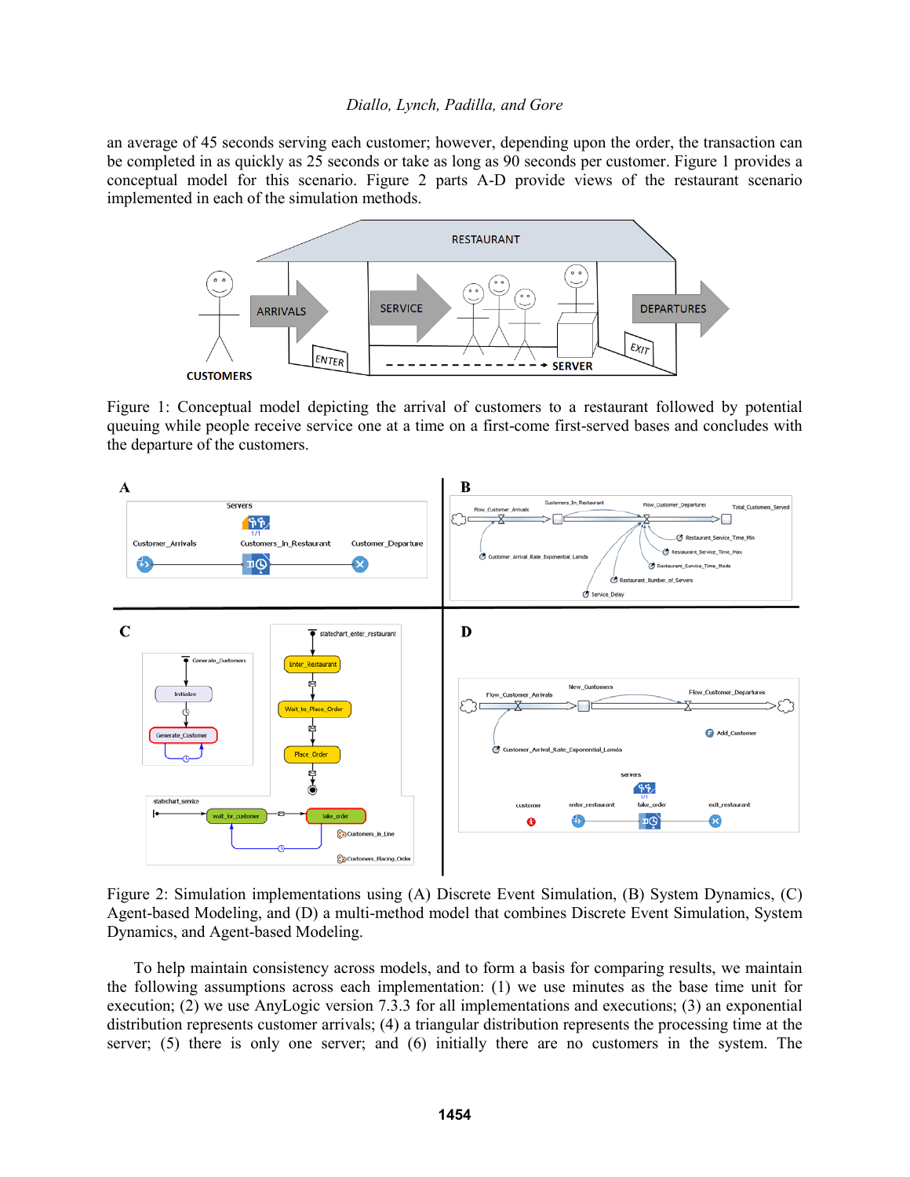an average of 45 seconds serving each customer; however, depending upon the order, the transaction can be completed in as quickly as 25 seconds or take as long as 90 seconds per customer. Figure 1 provides a conceptual model for this scenario. Figure 2 parts A-D provide views of the restaurant scenario implemented in each of the simulation methods.

Figure 1: Conceptual model depicting the arrival of customers to a restaurant followed by potential queuing while people receive service one at a time on a first-come first-served bases and concludes with the departure of the customers.

Figure 2: Simulation implementations using (A) Discrete Event Simulation, (B) System Dynamics, (C) Agent-based Modeling, and (D) a multi-method model that combines Discrete Event Simulation, System Dynamics, and Agent-based Modeling.

To help maintain consistency across models, and to form a basis for comparing results, we maintain the following assumptions across each implementation: (1) we use minutes as the base time unit for execution; (2) we use AnyLogic version 7.3.3 for all implementations and executions; (3) an exponential distribution represents customer arrivals; (4) a triangular distribution represents the processing time at the server; (5) there is only one server; and (6) initially there are no customers in the system. The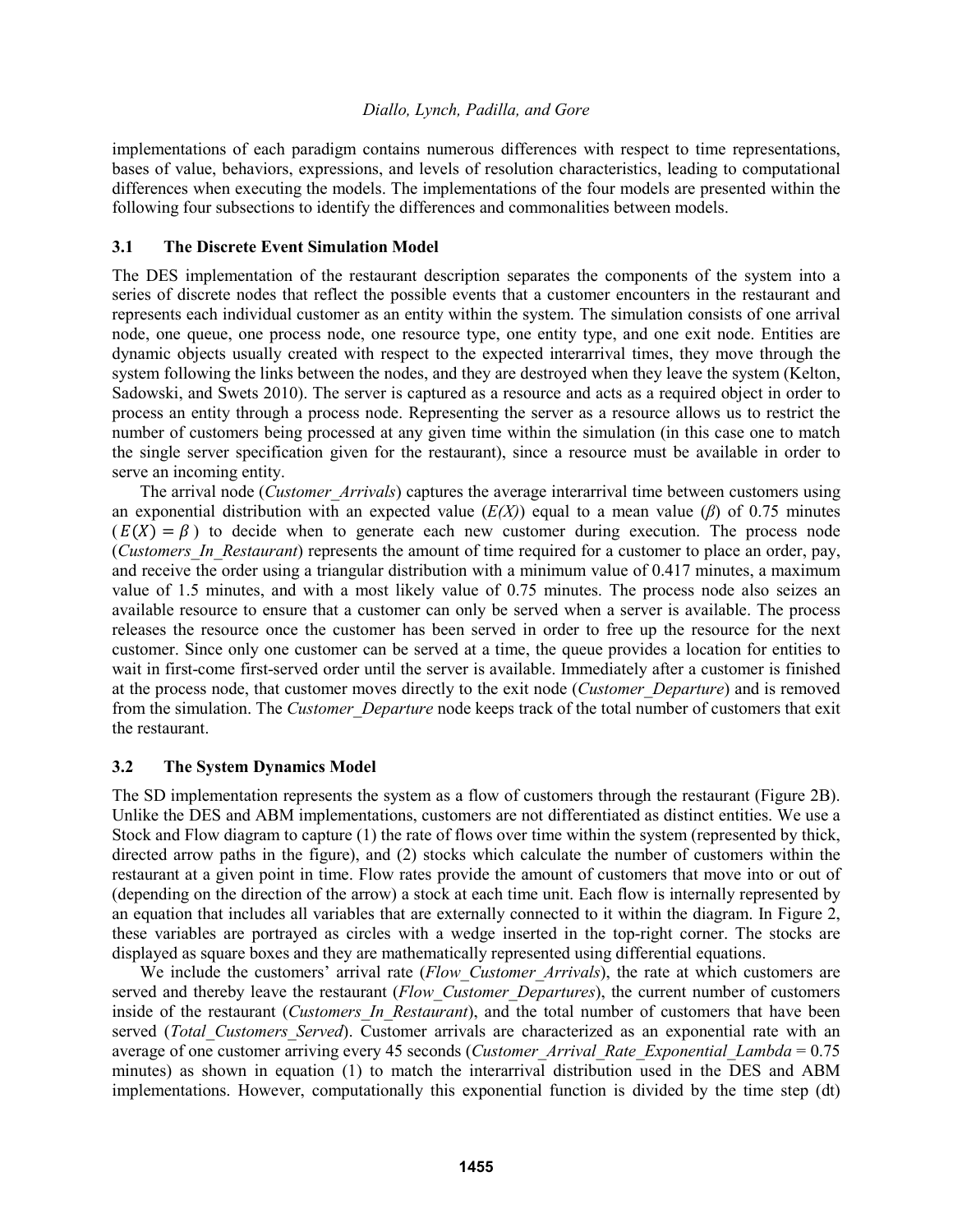implementations of each paradigm contains numerous differences with respect to time representations, bases of value, behaviors, expressions, and levels of resolution characteristics, leading to computational differences when executing the models. The implementations of the four models are presented within the following four subsections to identify the differences and commonalities between models.

### 3.1 The Discrete Event Simulation Model

The DES implementation of the restaurant description separates the components of the system into a series of discrete nodes that reflect the possible events that a customer encounters in the restaurant and represents each individual customer as an entity within the system. The simulation consists of one arrival node, one queue, one process node, one resource type, one entity type, and one exit node. Entities are dynamic objects usually created with respect to the expected interarrival times, they move through the system following the links between the nodes, and they are destroyed when they leave the system (Kelton, Sadowski, and Swets 2010). The server is captured as a resource and acts as a required object in order to process an entity through a process node. Representing the server as a resource allows us to restrict the number of customers being processed at any given time within the simulation (in this case one to match the single server specification given for the restaurant), since a resource must be available in order to serve an incoming entity.

The arrival node (*Customer_Arrivals*) captures the average interarrival time between customers using an exponential distribution with an expected value (*E(X)*) equal to a mean value ($\beta$) of 0.75 minutes ($E(X) = \beta$) to decide when to generate each new customer during execution. The process node (*Customers_In_Restaurant*) represents the amount of time required for a customer to place an order, pay, and receive the order using a triangular distribution with a minimum value of 0.417 minutes, a maximum value of 1.5 minutes, and with a most likely value of 0.75 minutes. The process node also seizes an available resource to ensure that a customer can only be served when a server is available. The process releases the resource once the customer has been served in order to free up the resource for the next customer. Since only one customer can be served at a time, the queue provides a location for entities to wait in first-come first-served order until the server is available. Immediately after a customer is finished at the process node, that customer moves directly to the exit node (*Customer_Departure*) and is removed from the simulation. The *Customer_Departure* node keeps track of the total number of customers that exit the restaurant.

### 3.2 The System Dynamics Model

The SD implementation represents the system as a flow of customers through the restaurant (Figure 2B). Unlike the DES and ABM implementations, customers are not differentiated as distinct entities. We use a Stock and Flow diagram to capture (1) the rate of flows over time within the system (represented by thick, directed arrow paths in the figure), and (2) stocks which calculate the number of customers within the restaurant at a given point in time. Flow rates provide the amount of customers that move into or out of (depending on the direction of the arrow) a stock at each time unit. Each flow is internally represented by an equation that includes all variables that are externally connected to it within the diagram. In Figure 2, these variables are portrayed as circles with a wedge inserted in the top-right corner. The stocks are displayed as square boxes and they are mathematically represented using differential equations.

We include the customers' arrival rate (*Flow_Customer_Arrivals*), the rate at which customers are served and thereby leave the restaurant (*Flow_Customer_Departures*), the current number of customers inside of the restaurant (*Customers_In_Restaurant*), and the total number of customers that have been served (*Total_Customers_Served*). Customer arrivals are characterized as an exponential rate with an average of one customer arriving every 45 seconds (*Customer_Arrival_Rate_Exponential_Lambda* = 0.75 minutes) as shown in equation (1) to match the interarrival distribution used in the DES and ABM implementations. However, computationally this exponential function is divided by the time step (dt)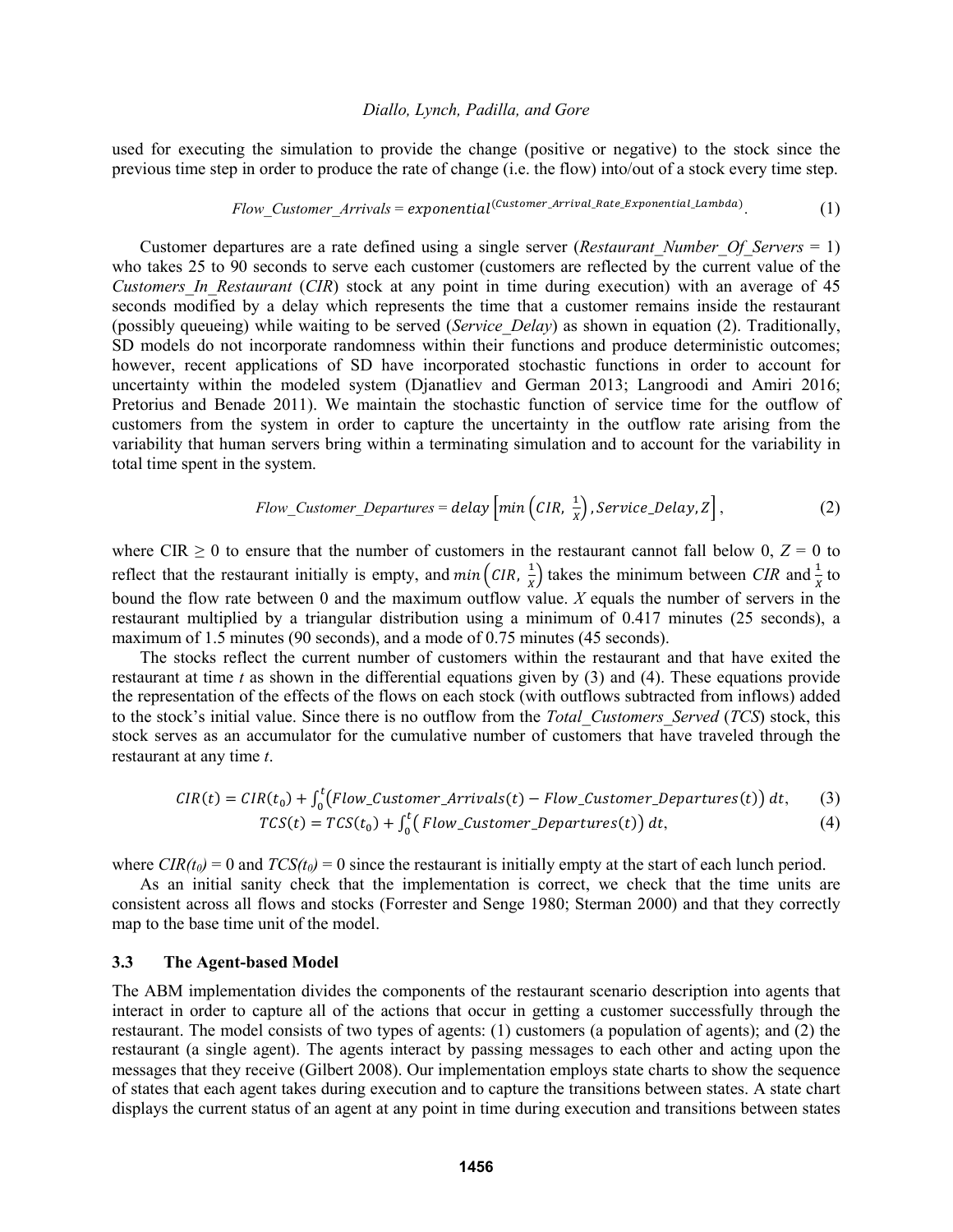used for executing the simulation to provide the change (positive or negative) to the stock since the previous time step in order to produce the rate of change (i.e. the flow) into/out of a stock every time step.

$$Flow\_Customer\_Arrivals = exponential^{(Customer\_Arrival\_Rate\_Exponential\_Lambda)}. \tag{1}$$

Customer departures are a rate defined using a single server (*Restaurant_Number_Of_Servers* = 1) who takes 25 to 90 seconds to serve each customer (customers are reflected by the current value of the *Customers_In_Restaurant* (*CIR*) stock at any point in time during execution) with an average of 45 seconds modified by a delay which represents the time that a customer remains inside the restaurant (possibly queueing) while waiting to be served (*Service_Delay*) as shown in equation (2). Traditionally, SD models do not incorporate randomness within their functions and produce deterministic outcomes; however, recent applications of SD have incorporated stochastic functions in order to account for uncertainty within the modeled system (Djanatliev and German 2013; Langroodi and Amiri 2016; Pretorius and Benade 2011). We maintain the stochastic function of service time for the outflow of customers from the system in order to capture the uncertainty in the outflow rate arising from the variability that human servers bring within a terminating simulation and to account for the variability in total time spent in the system.

$$Flow\_Customer\_Departures = delay\left[min\left(CIR,\ \tfrac{1}{X}\right), Service\_Delay, Z\right], \tag{2}$$

where CIR $\geq 0$ to ensure that the number of customers in the restaurant cannot fall below 0, $Z = 0$ to reflect that the restaurant initially is empty, and $min\left(CIR,\ \frac{1}{X}\right)$ takes the minimum between *CIR* and $\frac{1}{X}$ to bound the flow rate between 0 and the maximum outflow value. *X* equals the number of servers in the restaurant multiplied by a triangular distribution using a minimum of 0.417 minutes (25 seconds), a maximum of 1.5 minutes (90 seconds), and a mode of 0.75 minutes (45 seconds).

The stocks reflect the current number of customers within the restaurant and that have exited the restaurant at time *t* as shown in the differential equations given by (3) and (4). These equations provide the representation of the effects of the flows on each stock (with outflows subtracted from inflows) added to the stock's initial value. Since there is no outflow from the *Total_Customers_Served* (*TCS*) stock, this stock serves as an accumulator for the cumulative number of customers that have traveled through the restaurant at any time *t*.

$$CIR(t) = CIR(t_0) + \int_0^t \left(Flow\_Customer\_Arrivals(t) - Flow\_Customer\_Departures(t)\right) dt, \tag{3}$$

$$TCS(t) = TCS(t_0) + \int_0^t \left( Flow\_Customer\_Departures(t)\right) dt, \tag{4}$$

where $CIR(t_0) = 0$ and $TCS(t_0) = 0$ since the restaurant is initially empty at the start of each lunch period.

As an initial sanity check that the implementation is correct, we check that the time units are consistent across all flows and stocks (Forrester and Senge 1980; Sterman 2000) and that they correctly map to the base time unit of the model.

### 3.3 The Agent-based Model

The ABM implementation divides the components of the restaurant scenario description into agents that interact in order to capture all of the actions that occur in getting a customer successfully through the restaurant. The model consists of two types of agents: (1) customers (a population of agents); and (2) the restaurant (a single agent). The agents interact by passing messages to each other and acting upon the messages that they receive (Gilbert 2008). Our implementation employs state charts to show the sequence of states that each agent takes during execution and to capture the transitions between states. A state chart displays the current status of an agent at any point in time during execution and transitions between states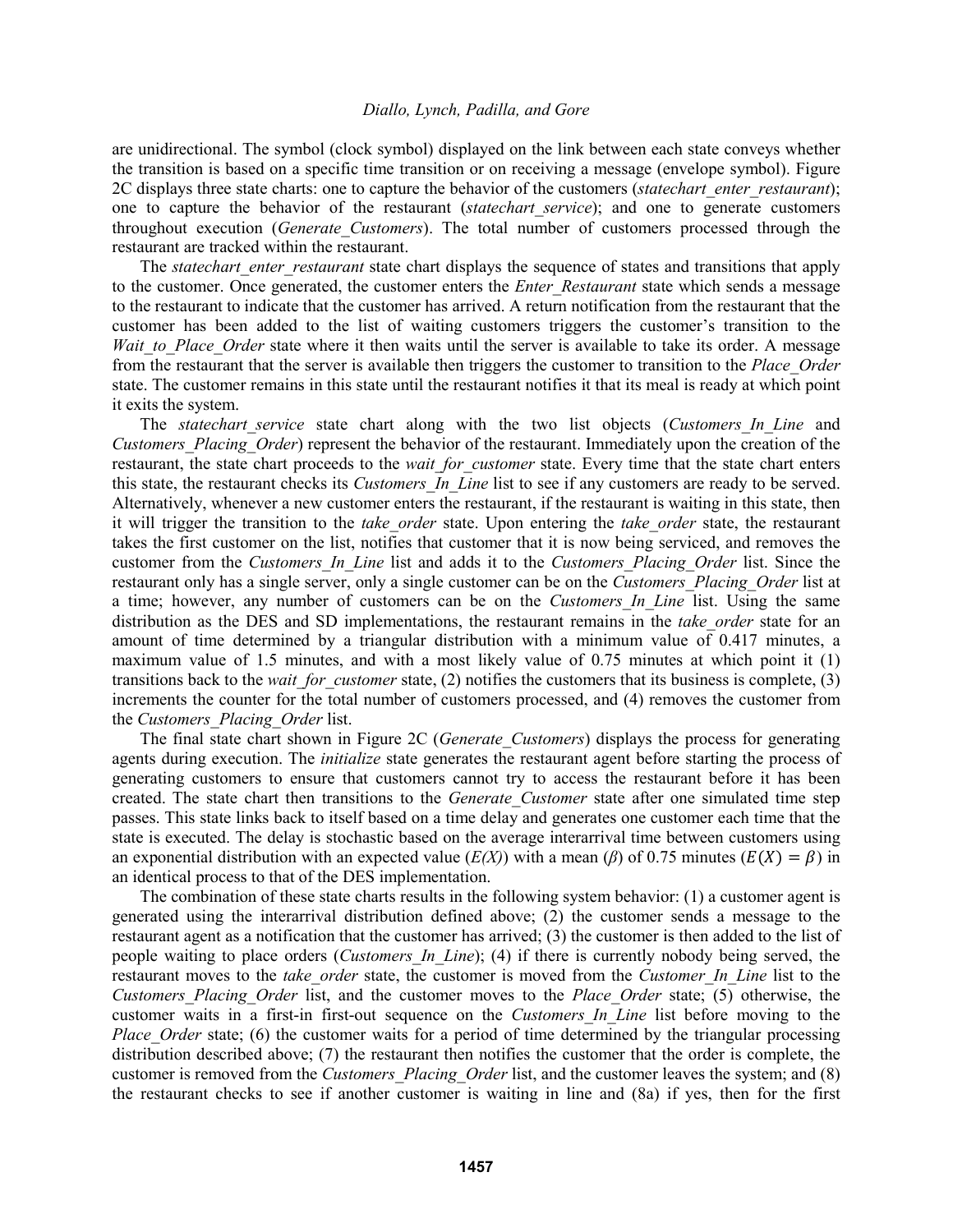are unidirectional. The symbol (clock symbol) displayed on the link between each state conveys whether the transition is based on a specific time transition or on receiving a message (envelope symbol). Figure 2C displays three state charts: one to capture the behavior of the customers (*statechart_enter_restaurant*); one to capture the behavior of the restaurant (*statechart_service*); and one to generate customers throughout execution (*Generate_Customers*). The total number of customers processed through the restaurant are tracked within the restaurant.

The *statechart_enter_restaurant* state chart displays the sequence of states and transitions that apply to the customer. Once generated, the customer enters the *Enter_Restaurant* state which sends a message to the restaurant to indicate that the customer has arrived. A return notification from the restaurant that the customer has been added to the list of waiting customers triggers the customer's transition to the *Wait_to_Place_Order* state where it then waits until the server is available to take its order. A message from the restaurant that the server is available then triggers the customer to transition to the *Place_Order* state. The customer remains in this state until the restaurant notifies it that its meal is ready at which point it exits the system.

The *statechart_service* state chart along with the two list objects (*Customers_In_Line* and *Customers_Placing_Order*) represent the behavior of the restaurant. Immediately upon the creation of the restaurant, the state chart proceeds to the *wait_for_customer* state. Every time that the state chart enters this state, the restaurant checks its *Customers_In_Line* list to see if any customers are ready to be served. Alternatively, whenever a new customer enters the restaurant, if the restaurant is waiting in this state, then it will trigger the transition to the *take_order* state. Upon entering the *take_order* state, the restaurant takes the first customer on the list, notifies that customer that it is now being serviced, and removes the customer from the *Customers_In_Line* list and adds it to the *Customers_Placing_Order* list. Since the restaurant only has a single server, only a single customer can be on the *Customers_Placing_Order* list at a time; however, any number of customers can be on the *Customers_In_Line* list. Using the same distribution as the DES and SD implementations, the restaurant remains in the *take_order* state for an amount of time determined by a triangular distribution with a minimum value of 0.417 minutes, a maximum value of 1.5 minutes, and with a most likely value of 0.75 minutes at which point it (1) transitions back to the *wait_for_customer* state, (2) notifies the customers that its business is complete, (3) increments the counter for the total number of customers processed, and (4) removes the customer from the *Customers_Placing_Order* list.

The final state chart shown in Figure 2C (*Generate_Customers*) displays the process for generating agents during execution. The *initialize* state generates the restaurant agent before starting the process of generating customers to ensure that customers cannot try to access the restaurant before it has been created. The state chart then transitions to the *Generate_Customer* state after one simulated time step passes. This state links back to itself based on a time delay and generates one customer each time that the state is executed. The delay is stochastic based on the average interarrival time between customers using an exponential distribution with an expected value (*E(X)*) with a mean ($\beta$) of 0.75 minutes ($E(X) = \beta$) in an identical process to that of the DES implementation.

The combination of these state charts results in the following system behavior: (1) a customer agent is generated using the interarrival distribution defined above; (2) the customer sends a message to the restaurant agent as a notification that the customer has arrived; (3) the customer is then added to the list of people waiting to place orders (*Customers_In_Line*); (4) if there is currently nobody being served, the restaurant moves to the *take_order* state, the customer is moved from the *Customer_In_Line* list to the *Customers_Placing_Order* list, and the customer moves to the *Place_Order* state; (5) otherwise, the customer waits in a first-in first-out sequence on the *Customers_In_Line* list before moving to the *Place_Order* state; (6) the customer waits for a period of time determined by the triangular processing distribution described above; (7) the restaurant then notifies the customer that the order is complete, the customer is removed from the *Customers_Placing_Order* list, and the customer leaves the system; and (8) the restaurant checks to see if another customer is waiting in line and (8a) if yes, then for the first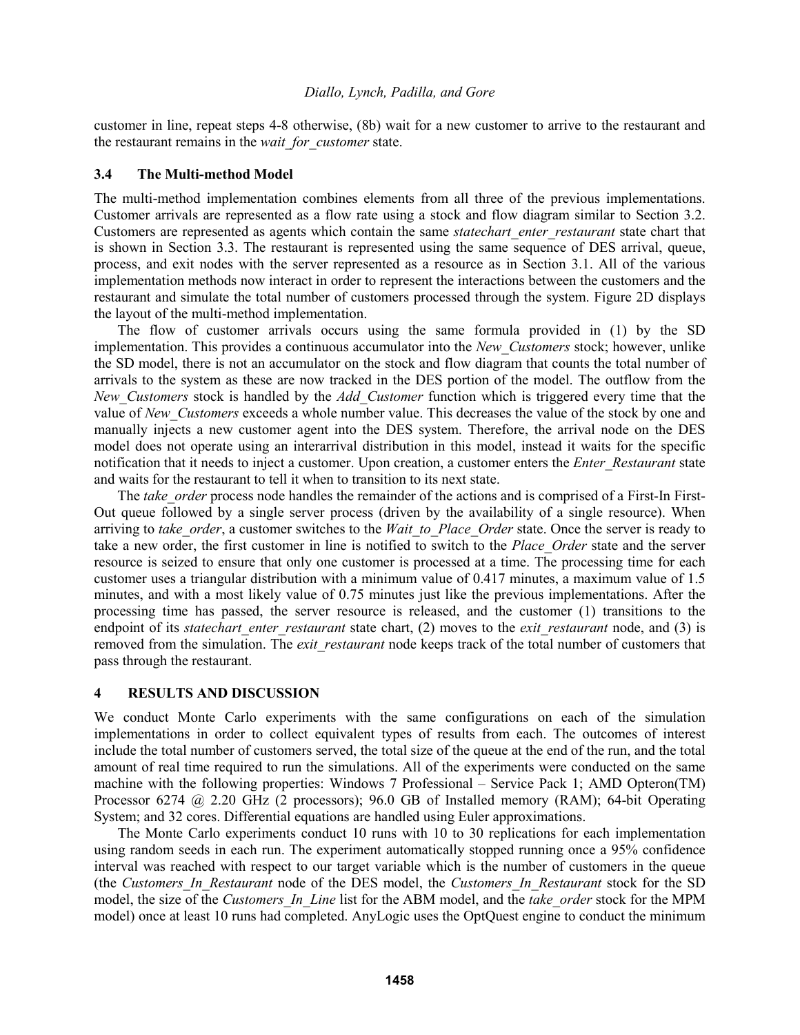customer in line, repeat steps 4-8 otherwise, (8b) wait for a new customer to arrive to the restaurant and the restaurant remains in the *wait_for_customer* state.

### 3.4 The Multi-method Model

The multi-method implementation combines elements from all three of the previous implementations. Customer arrivals are represented as a flow rate using a stock and flow diagram similar to Section 3.2. Customers are represented as agents which contain the same *statechart_enter_restaurant* state chart that is shown in Section 3.3. The restaurant is represented using the same sequence of DES arrival, queue, process, and exit nodes with the server represented as a resource as in Section 3.1. All of the various implementation methods now interact in order to represent the interactions between the customers and the restaurant and simulate the total number of customers processed through the system. Figure 2D displays the layout of the multi-method implementation.

The flow of customer arrivals occurs using the same formula provided in (1) by the SD implementation. This provides a continuous accumulator into the *New_Customers* stock; however, unlike the SD model, there is not an accumulator on the stock and flow diagram that counts the total number of arrivals to the system as these are now tracked in the DES portion of the model. The outflow from the *New_Customers* stock is handled by the *Add_Customer* function which is triggered every time that the value of *New_Customers* exceeds a whole number value. This decreases the value of the stock by one and manually injects a new customer agent into the DES system. Therefore, the arrival node on the DES model does not operate using an interarrival distribution in this model, instead it waits for the specific notification that it needs to inject a customer. Upon creation, a customer enters the *Enter_Restaurant* state and waits for the restaurant to tell it when to transition to its next state.

The *take_order* process node handles the remainder of the actions and is comprised of a First-In First-Out queue followed by a single server process (driven by the availability of a single resource). When arriving to *take_order*, a customer switches to the *Wait_to_Place_Order* state. Once the server is ready to take a new order, the first customer in line is notified to switch to the *Place_Order* state and the server resource is seized to ensure that only one customer is processed at a time. The processing time for each customer uses a triangular distribution with a minimum value of 0.417 minutes, a maximum value of 1.5 minutes, and with a most likely value of 0.75 minutes just like the previous implementations. After the processing time has passed, the server resource is released, and the customer (1) transitions to the endpoint of its *statechart_enter_restaurant* state chart, (2) moves to the *exit_restaurant* node, and (3) is removed from the simulation. The *exit_restaurant* node keeps track of the total number of customers that pass through the restaurant.

## 4 RESULTS AND DISCUSSION

We conduct Monte Carlo experiments with the same configurations on each of the simulation implementations in order to collect equivalent types of results from each. The outcomes of interest include the total number of customers served, the total size of the queue at the end of the run, and the total amount of real time required to run the simulations. All of the experiments were conducted on the same machine with the following properties: Windows 7 Professional – Service Pack 1; AMD Opteron(TM) Processor 6274 @ 2.20 GHz (2 processors); 96.0 GB of Installed memory (RAM); 64-bit Operating System; and 32 cores. Differential equations are handled using Euler approximations.

The Monte Carlo experiments conduct 10 runs with 10 to 30 replications for each implementation using random seeds in each run. The experiment automatically stopped running once a 95% confidence interval was reached with respect to our target variable which is the number of customers in the queue (the *Customers_In_Restaurant* node of the DES model, the *Customers_In_Restaurant* stock for the SD model, the size of the *Customers_In_Line* list for the ABM model, and the *take_order* stock for the MPM model) once at least 10 runs had completed. AnyLogic uses the OptQuest engine to conduct the minimum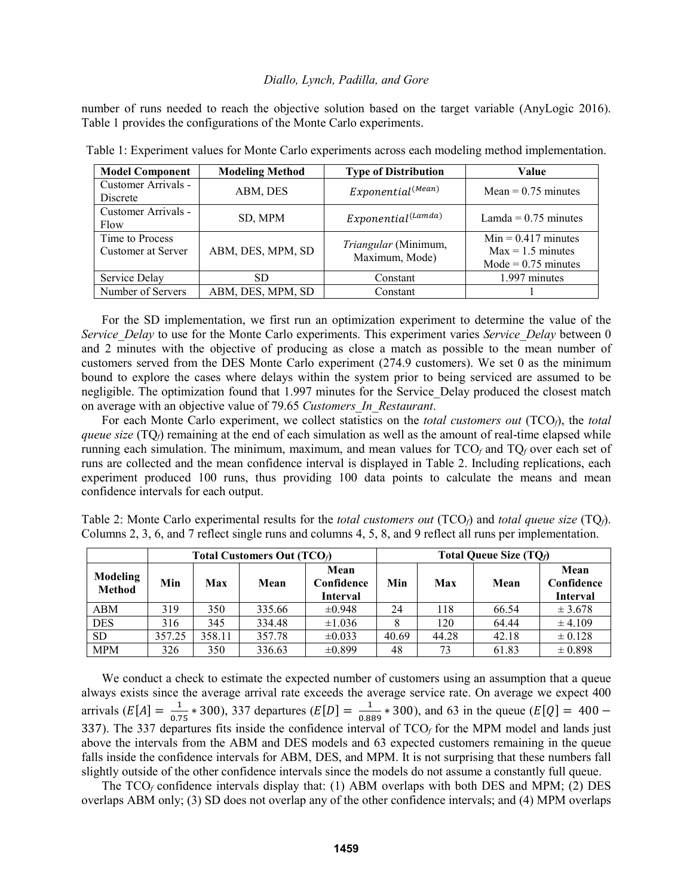number of runs needed to reach the objective solution based on the target variable (AnyLogic 2016). Table 1 provides the configurations of the Monte Carlo experiments.

Table 1: Experiment values for Monte Carlo experiments across each modeling method implementation.

| Model Component | Modeling Method | Type of Distribution | Value |
|---|---|---|---|
| Customer Arrivals - Discrete | ABM, DES | $Exponential^{(Mean)}$ | Mean = 0.75 minutes |
| Customer Arrivals - Flow | SD, MPM | $Exponential^{(Lamda)}$ | Lamda = 0.75 minutes |
| Time to Process Customer at Server | ABM, DES, MPM, SD | *Triangular* (Minimum, Maximum, Mode) | Min = 0.417 minutes<br>Max = 1.5 minutes<br>Mode = 0.75 minutes |
| Service Delay | SD | Constant | 1.997 minutes |
| Number of Servers | ABM, DES, MPM, SD | Constant | 1 |

For the SD implementation, we first run an optimization experiment to determine the value of the *Service_Delay* to use for the Monte Carlo experiments. This experiment varies *Service_Delay* between 0 and 2 minutes with the objective of producing as close a match as possible to the mean number of customers served from the DES Monte Carlo experiment (274.9 customers). We set 0 as the minimum bound to explore the cases where delays within the system prior to being serviced are assumed to be negligible. The optimization found that 1.997 minutes for the Service_Delay produced the closest match on average with an objective value of 79.65 *Customers_In_Restaurant*.

For each Monte Carlo experiment, we collect statistics on the *total customers out* ($TCO_f$), the *total queue size* ($TQ_f$) remaining at the end of each simulation as well as the amount of real-time elapsed while running each simulation. The minimum, maximum, and mean values for $TCO_f$ and $TQ_f$ over each set of runs are collected and the mean confidence interval is displayed in Table 2. Including replications, each experiment produced 100 runs, thus providing 100 data points to calculate the means and mean confidence intervals for each output.

Table 2: Monte Carlo experimental results for the *total customers out* ($TCO_f$) and *total queue size* ($TQ_f$). Columns 2, 3, 6, and 7 reflect single runs and columns 4, 5, 8, and 9 reflect all runs per implementation.

| | **Total Customers Out ($TCO_f$)** | | | | **Total Queue Size ($TQ_f$)** | | | |
|---|---|---|---|---|---|---|---|---|
| **Modeling Method** | **Min** | **Max** | **Mean** | **Mean Confidence Interval** | **Min** | **Max** | **Mean** | **Mean Confidence Interval** |
| ABM | 319 | 350 | 335.66 | ±0.948 | 24 | 118 | 66.54 | ± 3.678 |
| DES | 316 | 345 | 334.48 | ±1.036 | 8 | 120 | 64.44 | ± 4.109 |
| SD | 357.25 | 358.11 | 357.78 | ±0.033 | 40.69 | 44.28 | 42.18 | ± 0.128 |
| MPM | 326 | 350 | 336.63 | ±0.899 | 48 | 73 | 61.83 | ± 0.898 |

We conduct a check to estimate the expected number of customers using an assumption that a queue always exists since the average arrival rate exceeds the average service rate. On average we expect 400 arrivals ($E[A] = \frac{1}{0.75} * 300$), 337 departures ($E[D] = \frac{1}{0.889} * 300$), and 63 in the queue ($E[Q] = 400 - 337$). The 337 departures fits inside the confidence interval of $TCO_f$ for the MPM model and lands just above the intervals from the ABM and DES models and 63 expected customers remaining in the queue falls inside the confidence intervals for ABM, DES, and MPM. It is not surprising that these numbers fall slightly outside of the other confidence intervals since the models do not assume a constantly full queue.

The $TCO_f$ confidence intervals display that: (1) ABM overlaps with both DES and MPM; (2) DES overlaps ABM only; (3) SD does not overlap any of the other confidence intervals; and (4) MPM overlaps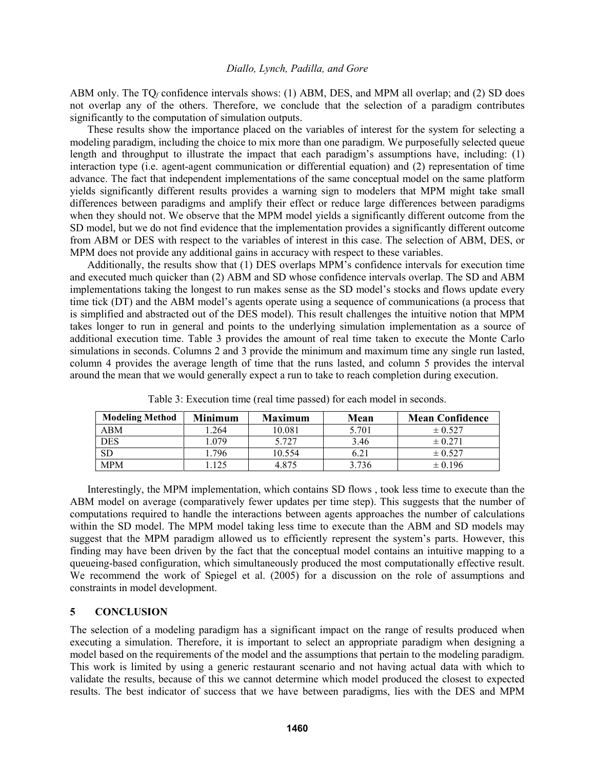ABM only. The $TQ_f$ confidence intervals shows: (1) ABM, DES, and MPM all overlap; and (2) SD does not overlap any of the others. Therefore, we conclude that the selection of a paradigm contributes significantly to the computation of simulation outputs.

These results show the importance placed on the variables of interest for the system for selecting a modeling paradigm, including the choice to mix more than one paradigm. We purposefully selected queue length and throughput to illustrate the impact that each paradigm's assumptions have, including: (1) interaction type (i.e. agent-agent communication or differential equation) and (2) representation of time advance. The fact that independent implementations of the same conceptual model on the same platform yields significantly different results provides a warning sign to modelers that MPM might take small differences between paradigms and amplify their effect or reduce large differences between paradigms when they should not. We observe that the MPM model yields a significantly different outcome from the SD model, but we do not find evidence that the implementation provides a significantly different outcome from ABM or DES with respect to the variables of interest in this case. The selection of ABM, DES, or MPM does not provide any additional gains in accuracy with respect to these variables.

Additionally, the results show that (1) DES overlaps MPM's confidence intervals for execution time and executed much quicker than (2) ABM and SD whose confidence intervals overlap. The SD and ABM implementations taking the longest to run makes sense as the SD model's stocks and flows update every time tick (DT) and the ABM model's agents operate using a sequence of communications (a process that is simplified and abstracted out of the DES model). This result challenges the intuitive notion that MPM takes longer to run in general and points to the underlying simulation implementation as a source of additional execution time. Table 3 provides the amount of real time taken to execute the Monte Carlo simulations in seconds. Columns 2 and 3 provide the minimum and maximum time any single run lasted, column 4 provides the average length of time that the runs lasted, and column 5 provides the interval around the mean that we would generally expect a run to take to reach completion during execution.

Table 3: Execution time (real time passed) for each model in seconds.

| Modeling Method | Minimum | Maximum | Mean | Mean Confidence |
|---|---|---|---|---|
| ABM | 1.264 | 10.081 | 5.701 | ± 0.527 |
| DES | 1.079 | 5.727 | 3.46 | ± 0.271 |
| SD | 1.796 | 10.554 | 6.21 | ± 0.527 |
| MPM | 1.125 | 4.875 | 3.736 | ± 0.196 |

Interestingly, the MPM implementation, which contains SD flows , took less time to execute than the ABM model on average (comparatively fewer updates per time step). This suggests that the number of computations required to handle the interactions between agents approaches the number of calculations within the SD model. The MPM model taking less time to execute than the ABM and SD models may suggest that the MPM paradigm allowed us to efficiently represent the system's parts. However, this finding may have been driven by the fact that the conceptual model contains an intuitive mapping to a queueing-based configuration, which simultaneously produced the most computationally effective result. We recommend the work of Spiegel et al. (2005) for a discussion on the role of assumptions and constraints in model development.

## 5 CONCLUSION

The selection of a modeling paradigm has a significant impact on the range of results produced when executing a simulation. Therefore, it is important to select an appropriate paradigm when designing a model based on the requirements of the model and the assumptions that pertain to the modeling paradigm. This work is limited by using a generic restaurant scenario and not having actual data with which to validate the results, because of this we cannot determine which model produced the closest to expected results. The best indicator of success that we have between paradigms, lies with the DES and MPM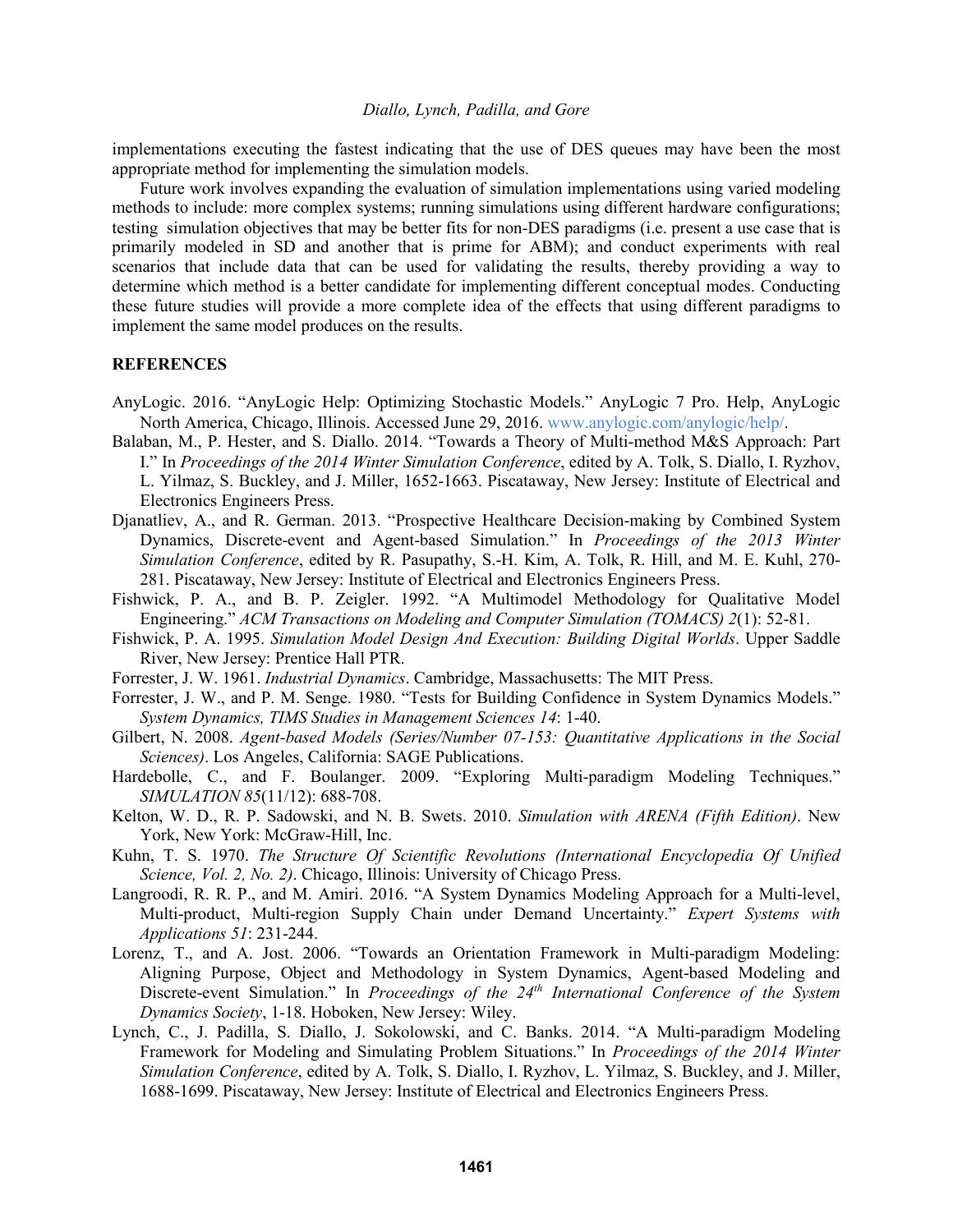implementations executing the fastest indicating that the use of DES queues may have been the most appropriate method for implementing the simulation models.

Future work involves expanding the evaluation of simulation implementations using varied modeling methods to include: more complex systems; running simulations using different hardware configurations; testing simulation objectives that may be better fits for non-DES paradigms (i.e. present a use case that is primarily modeled in SD and another that is prime for ABM); and conduct experiments with real scenarios that include data that can be used for validating the results, thereby providing a way to determine which method is a better candidate for implementing different conceptual modes. Conducting these future studies will provide a more complete idea of the effects that using different paradigms to implement the same model produces on the results.

## REFERENCES

AnyLogic. 2016. "AnyLogic Help: Optimizing Stochastic Models." AnyLogic 7 Pro. Help, AnyLogic North America, Chicago, Illinois. Accessed June 29, 2016. www.anylogic.com/anylogic/help/.

Balaban, M., P. Hester, and S. Diallo. 2014. "Towards a Theory of Multi-method M&S Approach: Part I." In *Proceedings of the 2014 Winter Simulation Conference*, edited by A. Tolk, S. Diallo, I. Ryzhov, L. Yilmaz, S. Buckley, and J. Miller, 1652-1663. Piscataway, New Jersey: Institute of Electrical and Electronics Engineers Press.

Djanatliev, A., and R. German. 2013. "Prospective Healthcare Decision-making by Combined System Dynamics, Discrete-event and Agent-based Simulation." In *Proceedings of the 2013 Winter Simulation Conference*, edited by R. Pasupathy, S.-H. Kim, A. Tolk, R. Hill, and M. E. Kuhl, 270-281. Piscataway, New Jersey: Institute of Electrical and Electronics Engineers Press.

Fishwick, P. A., and B. P. Zeigler. 1992. "A Multimodel Methodology for Qualitative Model Engineering." *ACM Transactions on Modeling and Computer Simulation (TOMACS) 2*(1): 52-81.

Fishwick, P. A. 1995. *Simulation Model Design And Execution: Building Digital Worlds*. Upper Saddle River, New Jersey: Prentice Hall PTR.

Forrester, J. W. 1961. *Industrial Dynamics*. Cambridge, Massachusetts: The MIT Press.

Forrester, J. W., and P. M. Senge. 1980. "Tests for Building Confidence in System Dynamics Models." *System Dynamics, TIMS Studies in Management Sciences 14*: 1-40.

Gilbert, N. 2008. *Agent-based Models (Series/Number 07-153: Quantitative Applications in the Social Sciences)*. Los Angeles, California: SAGE Publications.

Hardebolle, C., and F. Boulanger. 2009. "Exploring Multi-paradigm Modeling Techniques." *SIMULATION 85*(11/12): 688-708.

Kelton, W. D., R. P. Sadowski, and N. B. Swets. 2010. *Simulation with ARENA (Fifth Edition)*. New York, New York: McGraw-Hill, Inc.

Kuhn, T. S. 1970. *The Structure Of Scientific Revolutions (International Encyclopedia Of Unified Science, Vol. 2, No. 2)*. Chicago, Illinois: University of Chicago Press.

Langroodi, R. R. P., and M. Amiri. 2016. "A System Dynamics Modeling Approach for a Multi-level, Multi-product, Multi-region Supply Chain under Demand Uncertainty." *Expert Systems with Applications 51*: 231-244.

Lorenz, T., and A. Jost. 2006. "Towards an Orientation Framework in Multi-paradigm Modeling: Aligning Purpose, Object and Methodology in System Dynamics, Agent-based Modeling and Discrete-event Simulation." In *Proceedings of the 24th International Conference of the System Dynamics Society*, 1-18. Hoboken, New Jersey: Wiley.

Lynch, C., J. Padilla, S. Diallo, J. Sokolowski, and C. Banks. 2014. "A Multi-paradigm Modeling Framework for Modeling and Simulating Problem Situations." In *Proceedings of the 2014 Winter Simulation Conference*, edited by A. Tolk, S. Diallo, I. Ryzhov, L. Yilmaz, S. Buckley, and J. Miller, 1688-1699. Piscataway, New Jersey: Institute of Electrical and Electronics Engineers Press.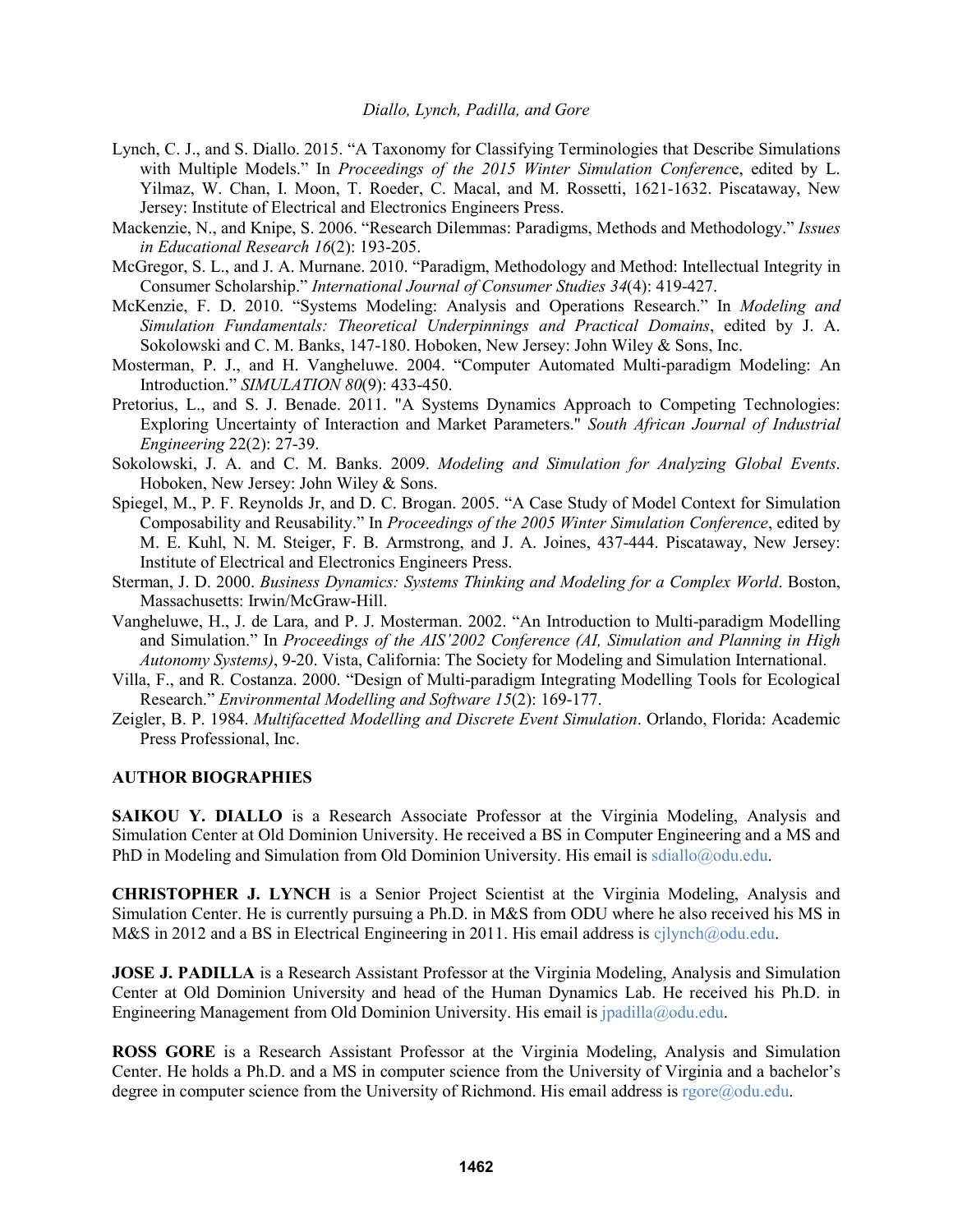Lynch, C. J., and S. Diallo. 2015. "A Taxonomy for Classifying Terminologies that Describe Simulations with Multiple Models." In *Proceedings of the 2015 Winter Simulation Conferenc*e, edited by L. Yilmaz, W. Chan, I. Moon, T. Roeder, C. Macal, and M. Rossetti, 1621-1632. Piscataway, New Jersey: Institute of Electrical and Electronics Engineers Press.

Mackenzie, N., and Knipe, S. 2006. "Research Dilemmas: Paradigms, Methods and Methodology." *Issues in Educational Research 16*(2): 193-205.

McGregor, S. L., and J. A. Murnane. 2010. "Paradigm, Methodology and Method: Intellectual Integrity in Consumer Scholarship." *International Journal of Consumer Studies 34*(4): 419-427.

McKenzie, F. D. 2010. "Systems Modeling: Analysis and Operations Research." In *Modeling and Simulation Fundamentals: Theoretical Underpinnings and Practical Domains*, edited by J. A. Sokolowski and C. M. Banks, 147-180. Hoboken, New Jersey: John Wiley & Sons, Inc.

Mosterman, P. J., and H. Vangheluwe. 2004. "Computer Automated Multi-paradigm Modeling: An Introduction." *SIMULATION 80*(9): 433-450.

Pretorius, L., and S. J. Benade. 2011. "A Systems Dynamics Approach to Competing Technologies: Exploring Uncertainty of Interaction and Market Parameters." *South African Journal of Industrial Engineering* 22(2): 27-39.

Sokolowski, J. A. and C. M. Banks. 2009. *Modeling and Simulation for Analyzing Global Events*. Hoboken, New Jersey: John Wiley & Sons.

Spiegel, M., P. F. Reynolds Jr, and D. C. Brogan. 2005. "A Case Study of Model Context for Simulation Composability and Reusability." In *Proceedings of the 2005 Winter Simulation Conference*, edited by M. E. Kuhl, N. M. Steiger, F. B. Armstrong, and J. A. Joines, 437-444. Piscataway, New Jersey: Institute of Electrical and Electronics Engineers Press.

Sterman, J. D. 2000. *Business Dynamics: Systems Thinking and Modeling for a Complex World*. Boston, Massachusetts: Irwin/McGraw-Hill.

Vangheluwe, H., J. de Lara, and P. J. Mosterman. 2002. "An Introduction to Multi-paradigm Modelling and Simulation." In *Proceedings of the AIS'2002 Conference (AI, Simulation and Planning in High Autonomy Systems)*, 9-20. Vista, California: The Society for Modeling and Simulation International.

Villa, F., and R. Costanza. 2000. "Design of Multi-paradigm Integrating Modelling Tools for Ecological Research." *Environmental Modelling and Software 15*(2): 169-177.

Zeigler, B. P. 1984. *Multifacetted Modelling and Discrete Event Simulation*. Orlando, Florida: Academic Press Professional, Inc.

## AUTHOR BIOGRAPHIES

**SAIKOU Y. DIALLO** is a Research Associate Professor at the Virginia Modeling, Analysis and Simulation Center at Old Dominion University. He received a BS in Computer Engineering and a MS and PhD in Modeling and Simulation from Old Dominion University. His email is sdiallo@odu.edu.

**CHRISTOPHER J. LYNCH** is a Senior Project Scientist at the Virginia Modeling, Analysis and Simulation Center. He is currently pursuing a Ph.D. in M&S from ODU where he also received his MS in M&S in 2012 and a BS in Electrical Engineering in 2011. His email address is cjlynch@odu.edu.

**JOSE J. PADILLA** is a Research Assistant Professor at the Virginia Modeling, Analysis and Simulation Center at Old Dominion University and head of the Human Dynamics Lab. He received his Ph.D. in Engineering Management from Old Dominion University. His email is jpadilla@odu.edu.

**ROSS GORE** is a Research Assistant Professor at the Virginia Modeling, Analysis and Simulation Center. He holds a Ph.D. and a MS in computer science from the University of Virginia and a bachelor's degree in computer science from the University of Richmond. His email address is rgore@odu.edu.